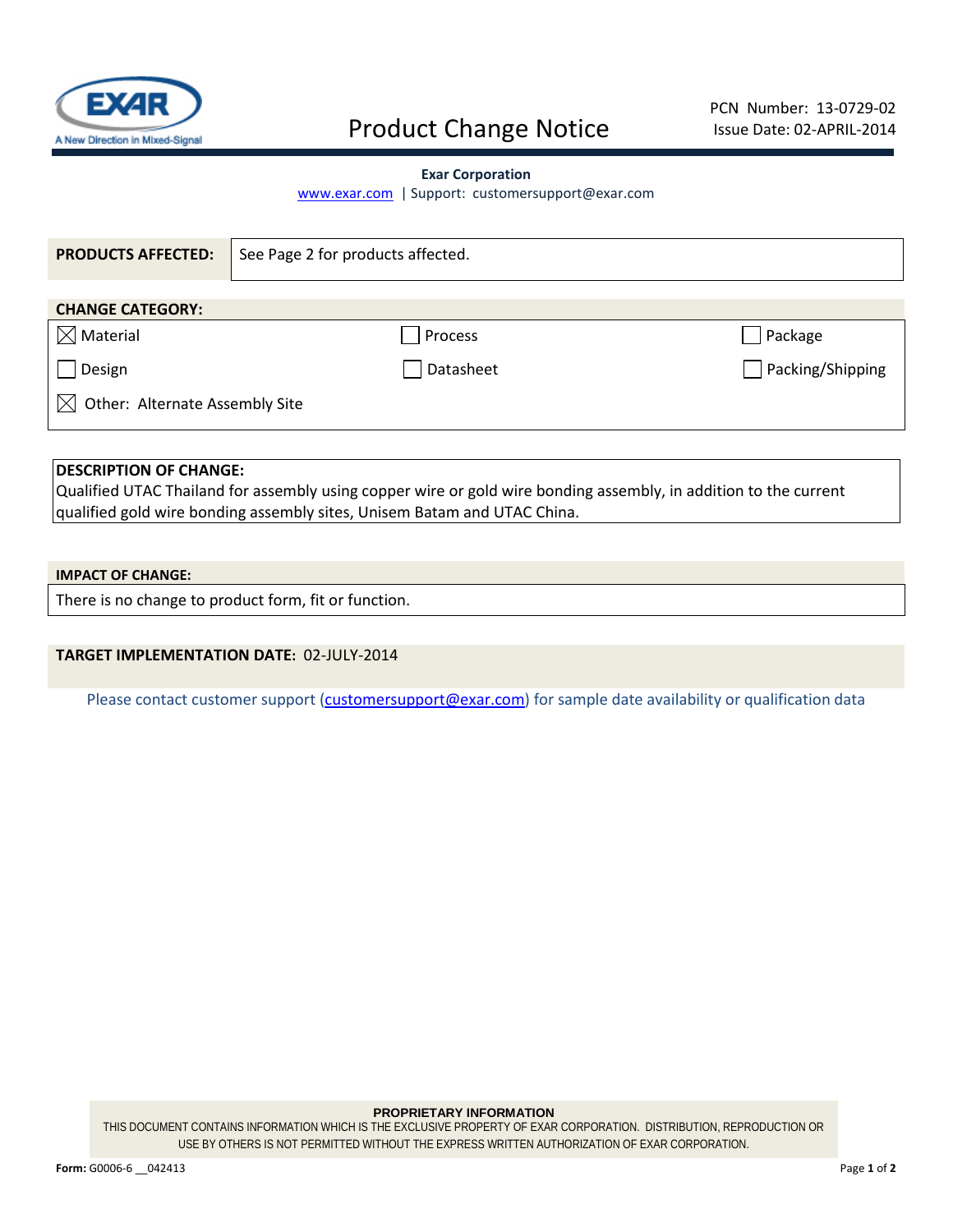EXAR
A New Direction in Mixed-Signal

# Product Change Notice

PCN Number: 13-0729-02
Issue Date: 02-APRIL-2014

**Exar Corporation**
www.exar.com | Support: customersupport@exar.com

| **PRODUCTS AFFECTED:** | See Page 2 for products affected. |
|---|---|

**CHANGE CATEGORY:**

| | | |
|---|---|---|
| ☒ Material | ☐ Process | ☐ Package |
| ☐ Design | ☐ Datasheet | ☐ Packing/Shipping |
| ☒ Other: Alternate Assembly Site | | |

**DESCRIPTION OF CHANGE:**
Qualified UTAC Thailand for assembly using copper wire or gold wire bonding assembly, in addition to the current qualified gold wire bonding assembly sites, Unisem Batam and UTAC China.

**IMPACT OF CHANGE:**
There is no change to product form, fit or function.

**TARGET IMPLEMENTATION DATE:** 02-JULY-2014

Please contact customer support (customersupport@exar.com) for sample date availability or qualification data

**PROPRIETARY INFORMATION**
THIS DOCUMENT CONTAINS INFORMATION WHICH IS THE EXCLUSIVE PROPERTY OF EXAR CORPORATION. DISTRIBUTION, REPRODUCTION OR USE BY OTHERS IS NOT PERMITTED WITHOUT THE EXPRESS WRITTEN AUTHORIZATION OF EXAR CORPORATION.

**Form:** G0006-6 __042413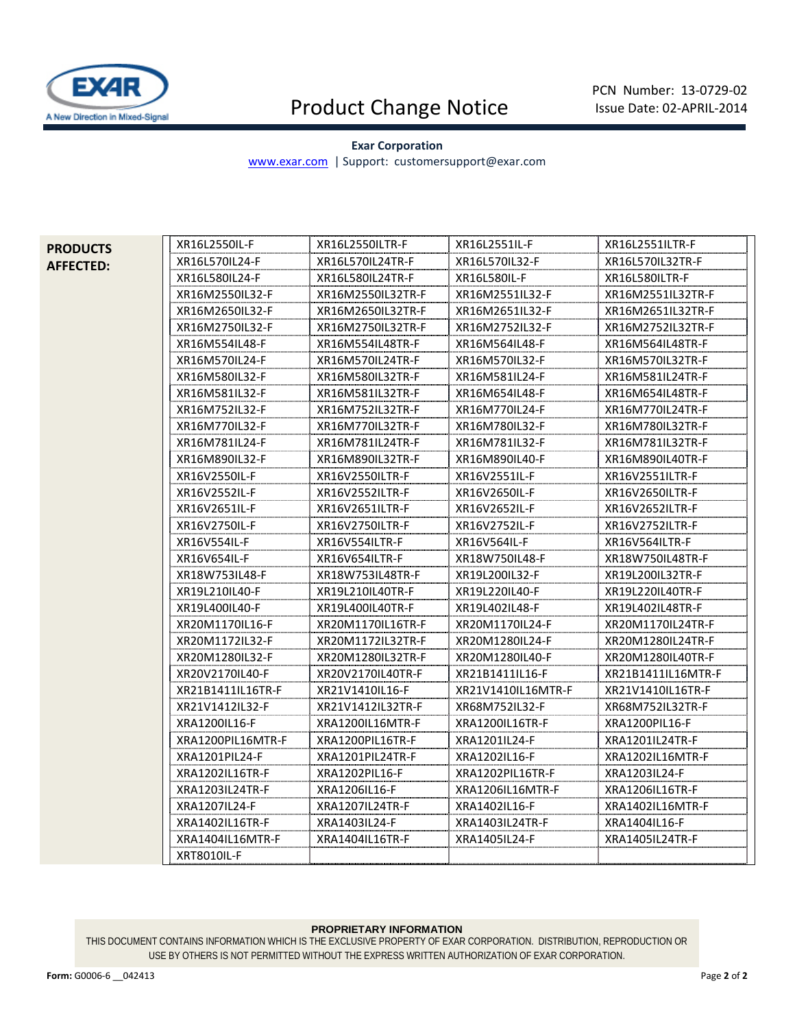Product Change Notice

PCN Number: 13-0729-02
Issue Date: 02-APRIL-2014

**Exar Corporation**
www.exar.com | Support: customersupport@exar.com

**PRODUCTS AFFECTED:**

| | | | |
|---|---|---|---|
| XR16L2550IL-F | XR16L2550ILTR-F | XR16L2551IL-F | XR16L2551ILTR-F |
| XR16L570IL24-F | XR16L570IL24TR-F | XR16L570IL32-F | XR16L570IL32TR-F |
| XR16L580IL24-F | XR16L580IL24TR-F | XR16L580IL-F | XR16L580ILTR-F |
| XR16M2550IL32-F | XR16M2550IL32TR-F | XR16M2551IL32-F | XR16M2551IL32TR-F |
| XR16M2650IL32-F | XR16M2650IL32TR-F | XR16M2651IL32-F | XR16M2651IL32TR-F |
| XR16M2750IL32-F | XR16M2750IL32TR-F | XR16M2752IL32-F | XR16M2752IL32TR-F |
| XR16M554IL48-F | XR16M554IL48TR-F | XR16M564IL48-F | XR16M564IL48TR-F |
| XR16M570IL24-F | XR16M570IL24TR-F | XR16M570IL32-F | XR16M570IL32TR-F |
| XR16M580IL32-F | XR16M580IL32TR-F | XR16M581IL24-F | XR16M581IL24TR-F |
| XR16M581IL32-F | XR16M581IL32TR-F | XR16M654IL48-F | XR16M654IL48TR-F |
| XR16M752IL32-F | XR16M752IL32TR-F | XR16M770IL24-F | XR16M770IL24TR-F |
| XR16M770IL32-F | XR16M770IL32TR-F | XR16M780IL32-F | XR16M780IL32TR-F |
| XR16M781IL24-F | XR16M781IL24TR-F | XR16M781IL32-F | XR16M781IL32TR-F |
| XR16M890IL32-F | XR16M890IL32TR-F | XR16M890IL40-F | XR16M890IL40TR-F |
| XR16V2550IL-F | XR16V2550ILTR-F | XR16V2551IL-F | XR16V2551ILTR-F |
| XR16V2552IL-F | XR16V2552ILTR-F | XR16V2650IL-F | XR16V2650ILTR-F |
| XR16V2651IL-F | XR16V2651ILTR-F | XR16V2652IL-F | XR16V2652ILTR-F |
| XR16V2750IL-F | XR16V2750ILTR-F | XR16V2752IL-F | XR16V2752ILTR-F |
| XR16V554IL-F | XR16V554ILTR-F | XR16V564IL-F | XR16V564ILTR-F |
| XR16V654IL-F | XR16V654ILTR-F | XR18W750IL48-F | XR18W750IL48TR-F |
| XR18W753IL48-F | XR18W753IL48TR-F | XR19L200IL32-F | XR19L200IL32TR-F |
| XR19L210IL40-F | XR19L210IL40TR-F | XR19L220IL40-F | XR19L220IL40TR-F |
| XR19L400IL40-F | XR19L400IL40TR-F | XR19L402IL48-F | XR19L402IL48TR-F |
| XR20M1170IL16-F | XR20M1170IL16TR-F | XR20M1170IL24-F | XR20M1170IL24TR-F |
| XR20M1172IL32-F | XR20M1172IL32TR-F | XR20M1280IL24-F | XR20M1280IL24TR-F |
| XR20M1280IL32-F | XR20M1280IL32TR-F | XR20M1280IL40-F | XR20M1280IL40TR-F |
| XR20V2170IL40-F | XR20V2170IL40TR-F | XR21B1411IL16-F | XR21B1411IL16MTR-F |
| XR21B1411IL16TR-F | XR21V1410IL16-F | XR21V1410IL16MTR-F | XR21V1410IL16TR-F |
| XR21V1412IL32-F | XR21V1412IL32TR-F | XR68M752IL32-F | XR68M752IL32TR-F |
| XRA1200IL16-F | XRA1200IL16MTR-F | XRA1200IL16TR-F | XRA1200PIL16-F |
| XRA1200PIL16MTR-F | XRA1200PIL16TR-F | XRA1201IL24-F | XRA1201IL24TR-F |
| XRA1201PIL24-F | XRA1201PIL24TR-F | XRA1202IL16-F | XRA1202IL16MTR-F |
| XRA1202IL16TR-F | XRA1202PIL16-F | XRA1202PIL16TR-F | XRA1203IL24-F |
| XRA1203IL24TR-F | XRA1206IL16-F | XRA1206IL16MTR-F | XRA1206IL16TR-F |
| XRA1207IL24-F | XRA1207IL24TR-F | XRA1402IL16-F | XRA1402IL16MTR-F |
| XRA1402IL16TR-F | XRA1403IL24-F | XRA1403IL24TR-F | XRA1404IL16-F |
| XRA1404IL16MTR-F | XRA1404IL16TR-F | XRA1405IL24-F | XRA1405IL24TR-F |
| XRT8010IL-F | | | |

**PROPRIETARY INFORMATION**
THIS DOCUMENT CONTAINS INFORMATION WHICH IS THE EXCLUSIVE PROPERTY OF EXAR CORPORATION. DISTRIBUTION, REPRODUCTION OR USE BY OTHERS IS NOT PERMITTED WITHOUT THE EXPRESS WRITTEN AUTHORIZATION OF EXAR CORPORATION.

**Form:** G0006-6 __042413